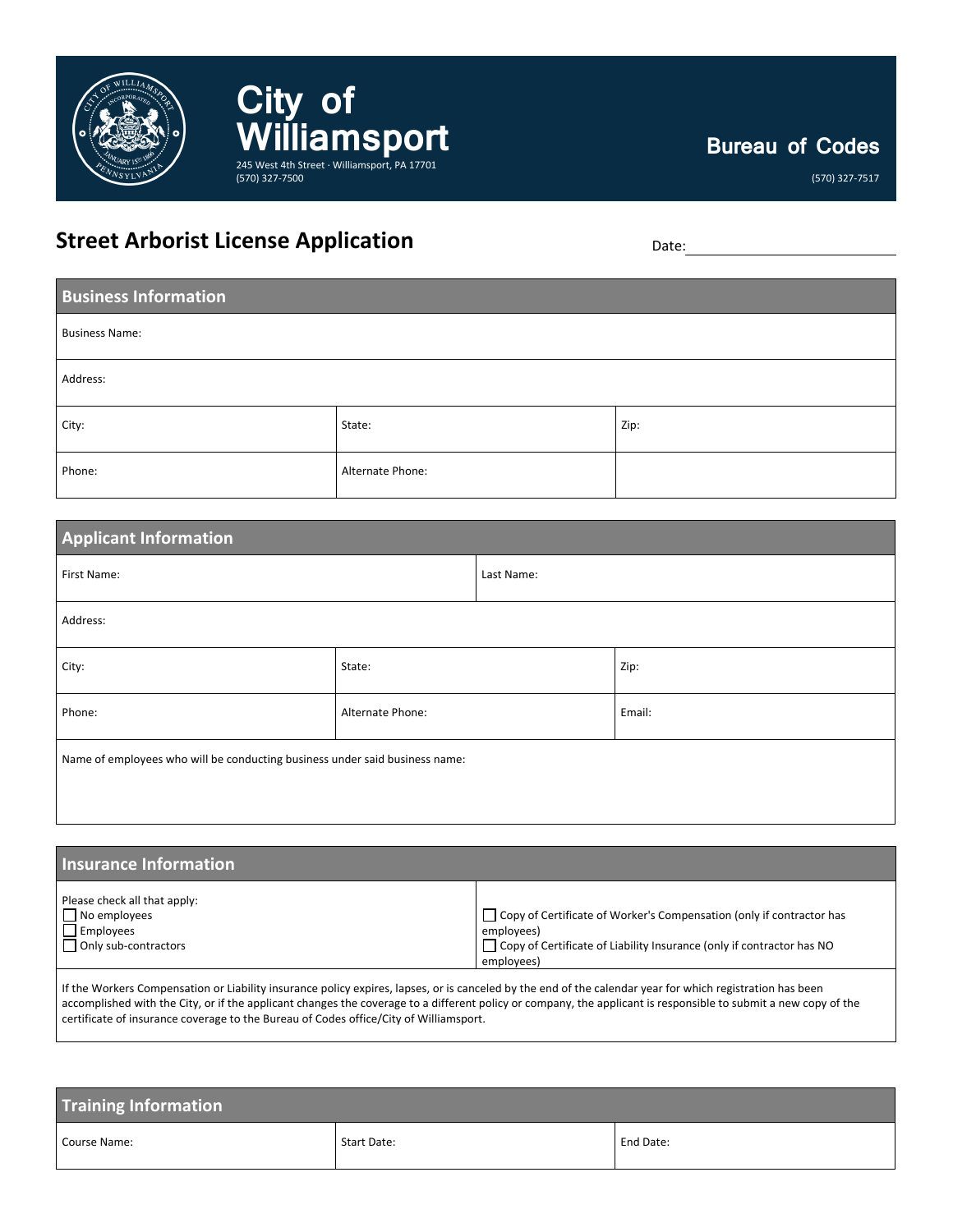# City of Williamsport

245 West 4th Street · Williamsport, PA 17701
(570) 327-7500

**Bureau of Codes**
(570) 327-7517

## Street Arborist License Application

Date: ____________________

### Business Information

| Business Name: | | |
|---|---|---|
| Address: | | |
| City: | State: | Zip: |
| Phone: | Alternate Phone: | |

### Applicant Information

| First Name: | | Last Name: |
|---|---|---|
| Address: | | |
| City: | State: | Zip: |
| Phone: | Alternate Phone: | Email: |

Name of employees who will be conducting business under said business name:

### Insurance Information

Please check all that apply:

- ☐ No employees
- ☐ Employees
- ☐ Only sub-contractors

- ☐ Copy of Certificate of Worker's Compensation (only if contractor has employees)
- ☐ Copy of Certificate of Liability Insurance (only if contractor has NO employees)

If the Workers Compensation or Liability insurance policy expires, lapses, or is canceled by the end of the calendar year for which registration has been accomplished with the City, or if the applicant changes the coverage to a different policy or company, the applicant is responsible to submit a new copy of the certificate of insurance coverage to the Bureau of Codes office/City of Williamsport.

### Training Information

| Course Name: | Start Date: | End Date: |
|---|---|---|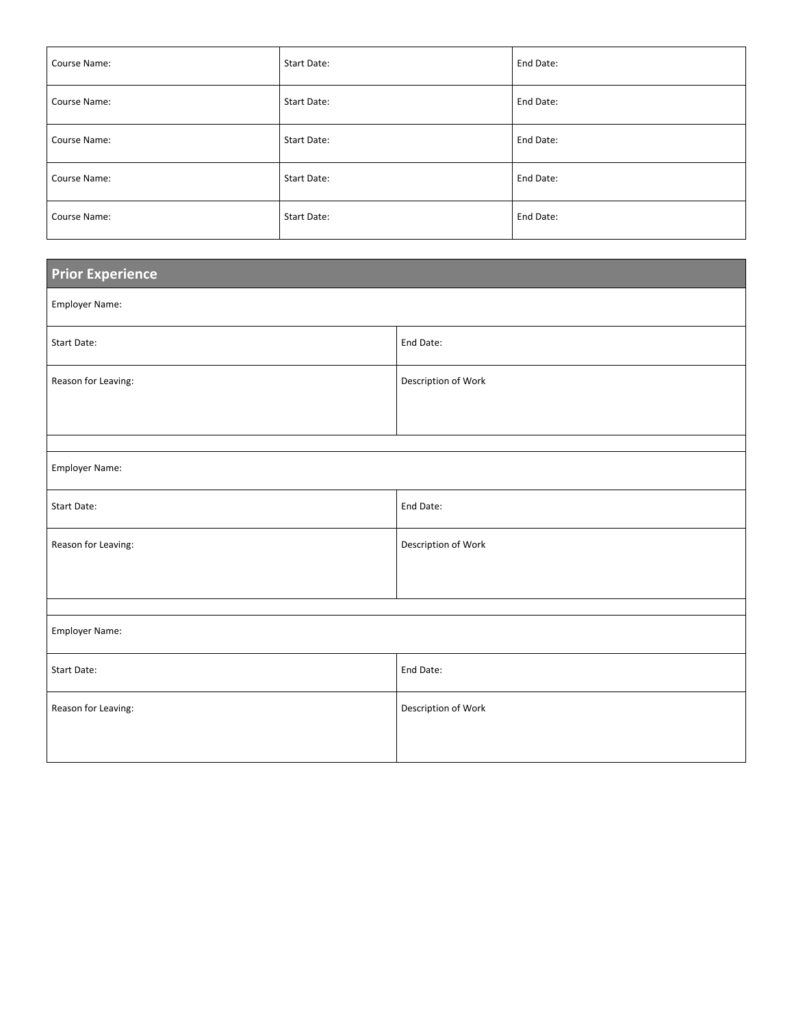| Course Name: | Start Date: | End Date: |
|---|---|---|
| Course Name: | Start Date: | End Date: |
| Course Name: | Start Date: | End Date: |
| Course Name: | Start Date: | End Date: |
| Course Name: | Start Date: | End Date: |

## Prior Experience

| Employer Name: | |
|---|---|
| Start Date: | End Date: |
| Reason for Leaving: | Description of Work |
| | |
| Employer Name: | |
| Start Date: | End Date: |
| Reason for Leaving: | Description of Work |
| | |
| Employer Name: | |
| Start Date: | End Date: |
| Reason for Leaving: | Description of Work |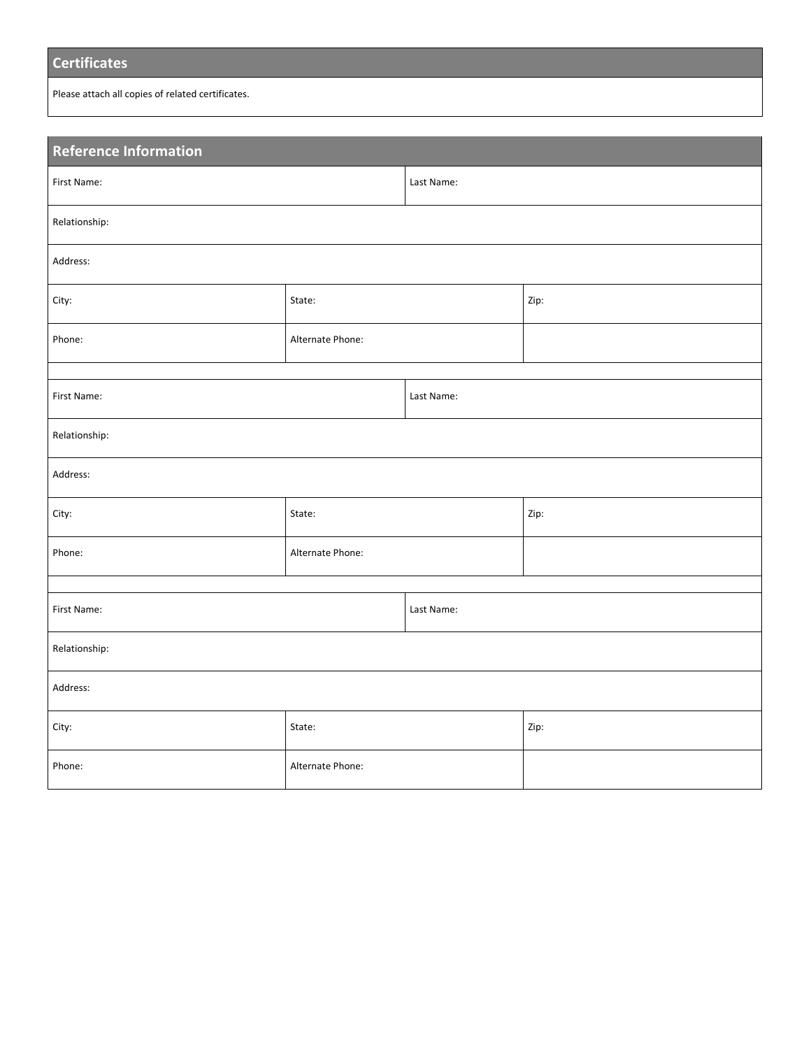## Certificates

Please attach all copies of related certificates.

## Reference Information

| First Name: | | Last Name: |
|---|---|---|
| Relationship: | | |
| Address: | | |
| City: | State: | Zip: |
| Phone: | Alternate Phone: | |
| | | |
| First Name: | | Last Name: |
| Relationship: | | |
| Address: | | |
| City: | State: | Zip: |
| Phone: | Alternate Phone: | |
| | | |
| First Name: | | Last Name: |
| Relationship: | | |
| Address: | | |
| City: | State: | Zip: |
| Phone: | Alternate Phone: | |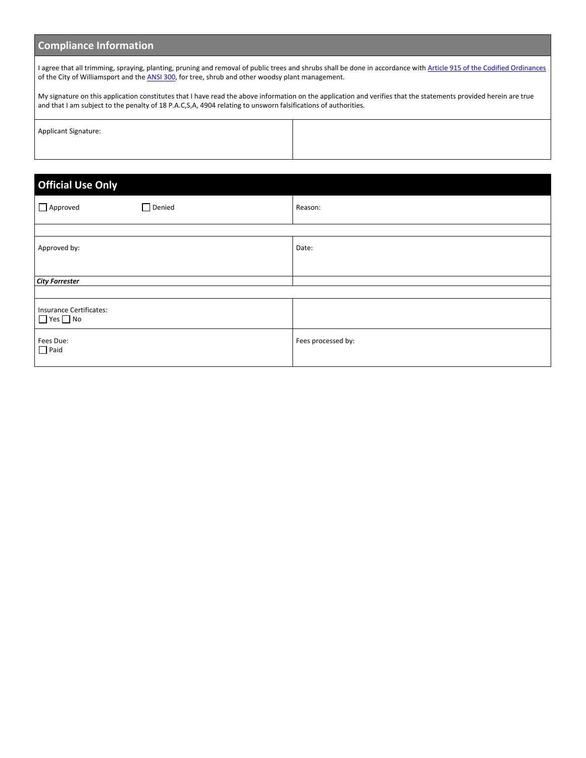## Compliance Information

I agree that all trimming, spraying, planting, pruning and removal of public trees and shrubs shall be done in accordance with Article 915 of the Codified Ordinances of the City of Williamsport and the ANSI 300, for tree, shrub and other woodsy plant management.

My signature on this application constitutes that I have read the above information on the application and verifies that the statements provided herein are true and that I am subject to the penalty of 18 P.A.C,S,A, 4904 relating to unsworn falsifications of authorities.

| | |
|---|---|
| Applicant Signature: | |

## Official Use Only

| | |
|---|---|
| ☐ Approved ☐ Denied | Reason: |
| | |
| Approved by: | Date: |
| ***City Forrester*** | |
| | |
| Insurance Certificates:<br>☐ Yes ☐ No | |
| Fees Due:<br>☐ Paid | Fees processed by: |